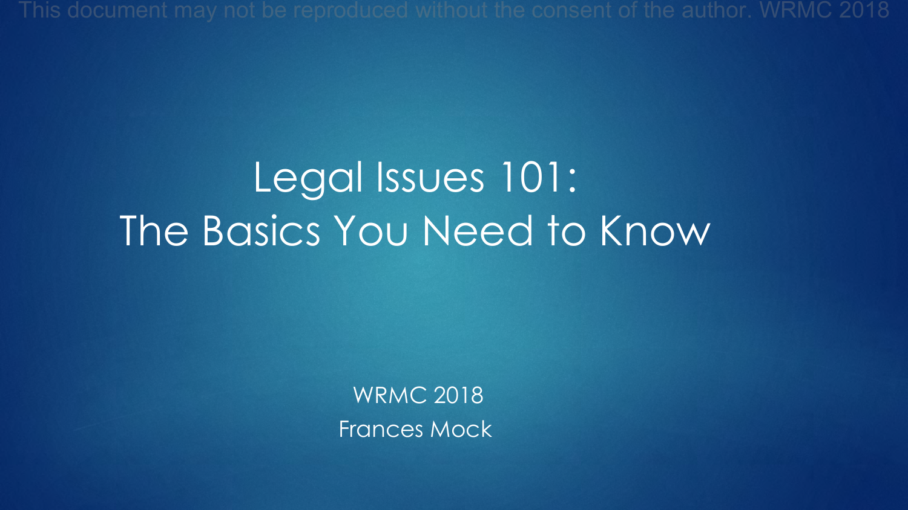This document may not be reproduced without the consent of the author. WRMC 2018

# Legal Issues 101: The Basics You Need to Know

WRMC 2018

Frances Mock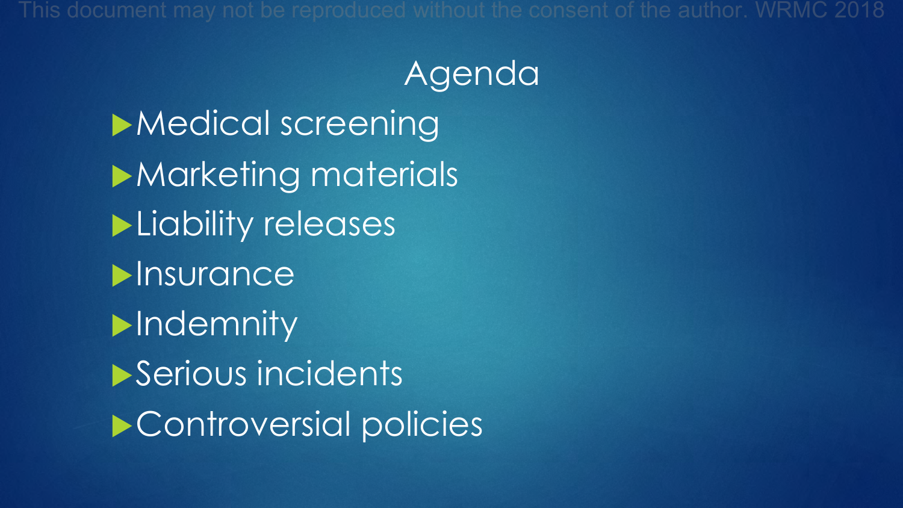# Agenda

- Medical screening
- Marketing materials
- Liability releases
- Insurance
- Indemnity
- Serious incidents
- Controversial policies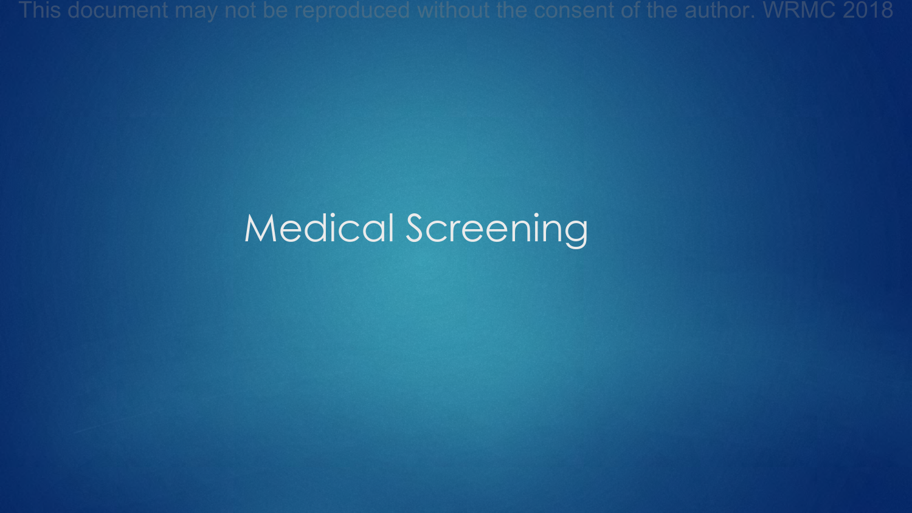# Medical Screening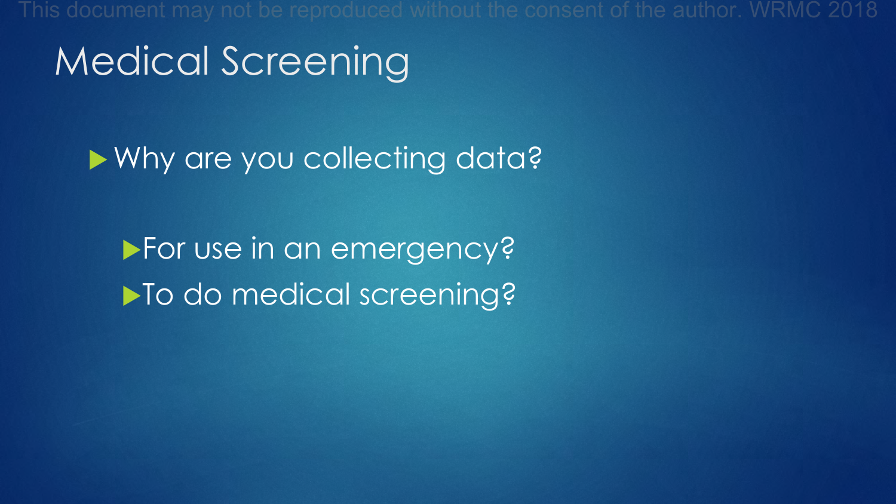# Medical Screening

- Why are you collecting data?
  - For use in an emergency?
  - To do medical screening?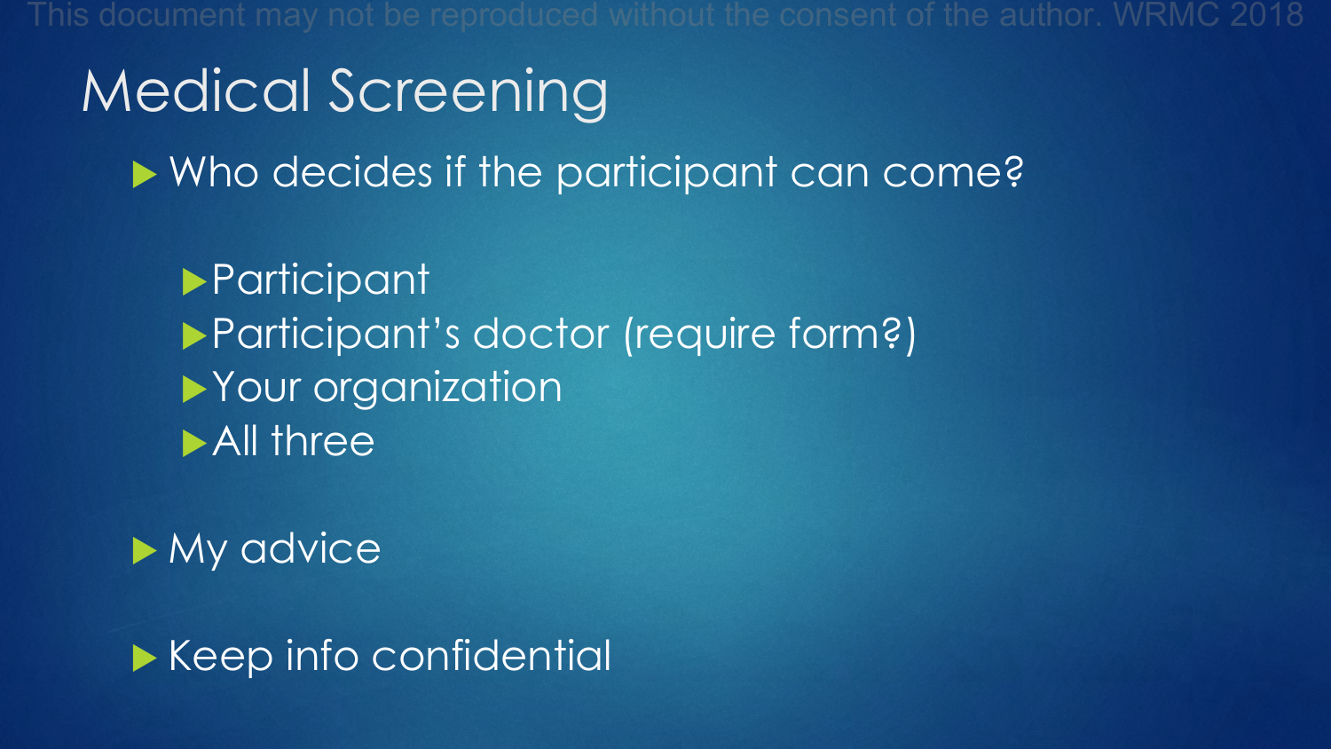# Medical Screening

- Who decides if the participant can come?
  - Participant
  - Participant's doctor (require form?)
  - Your organization
  - All three
- My advice
- Keep info confidential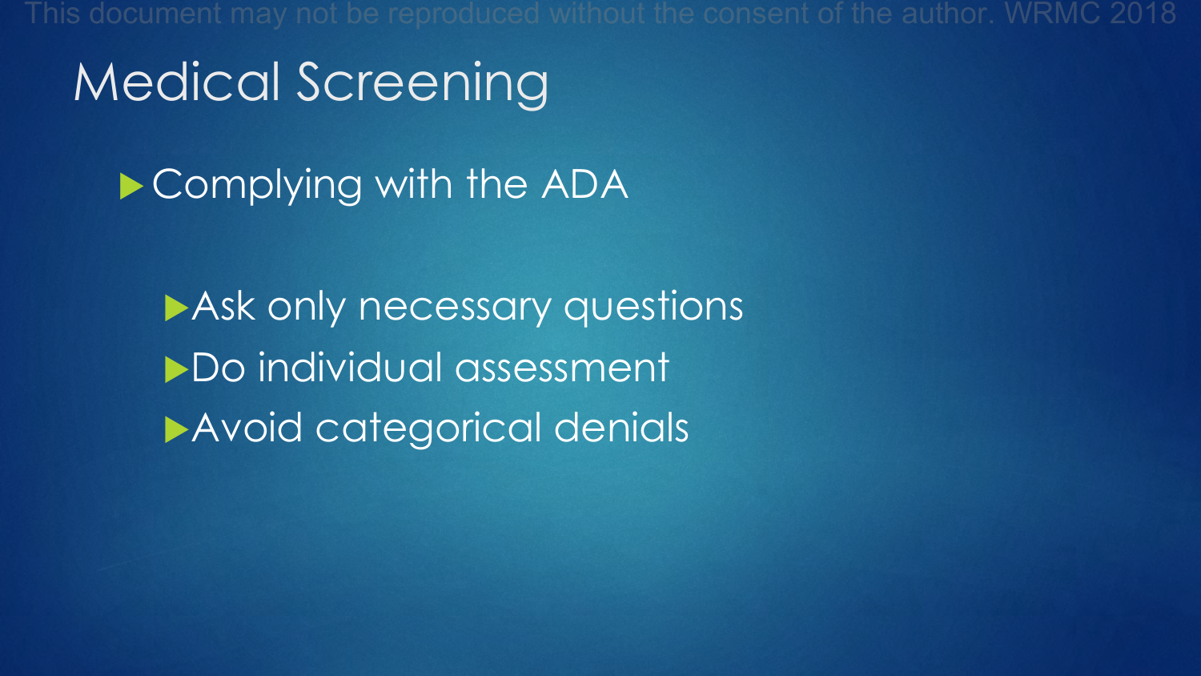# Medical Screening

- Complying with the ADA
  - Ask only necessary questions
  - Do individual assessment
  - Avoid categorical denials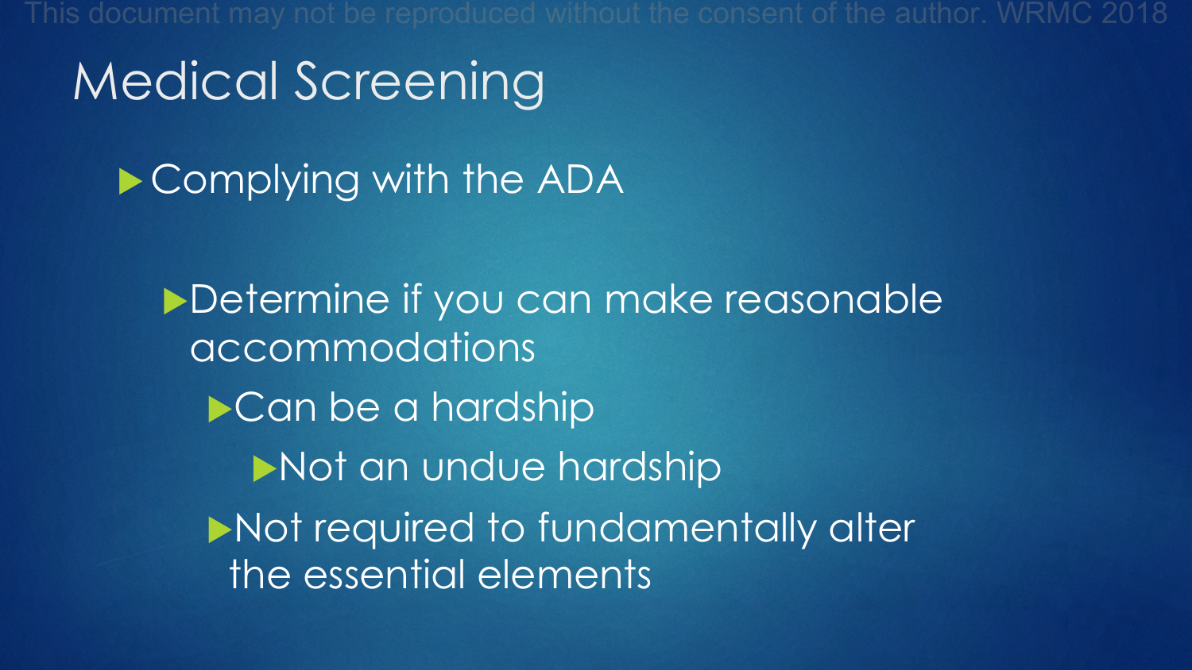# Medical Screening

- Complying with the ADA
  - Determine if you can make reasonable accommodations
    - Can be a hardship
      - Not an undue hardship
    - Not required to fundamentally alter the essential elements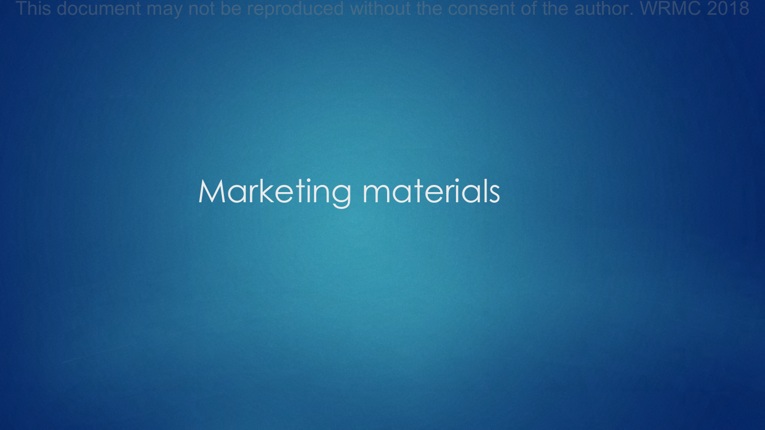# Marketing materials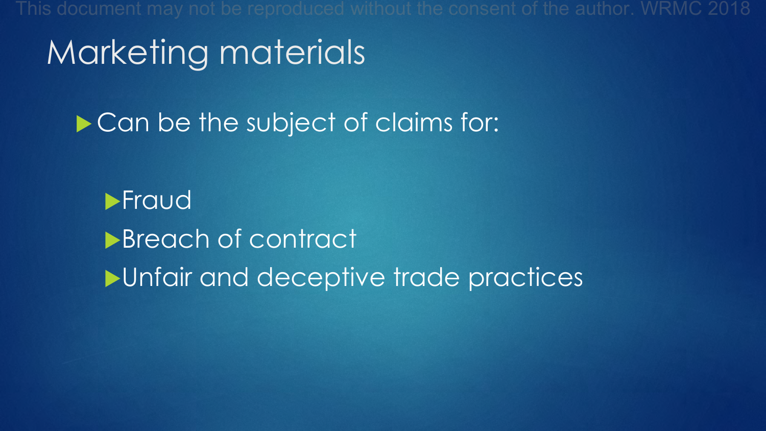# Marketing materials

- Can be the subject of claims for:
  - Fraud
  - Breach of contract
  - Unfair and deceptive trade practices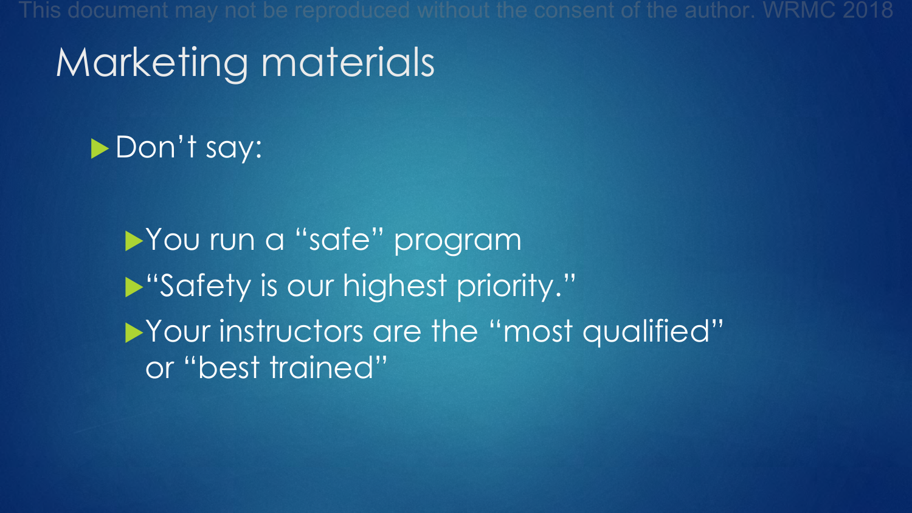# Marketing materials

- Don’t say:
  - You run a “safe” program
  - “Safety is our highest priority.”
  - Your instructors are the “most qualified” or “best trained”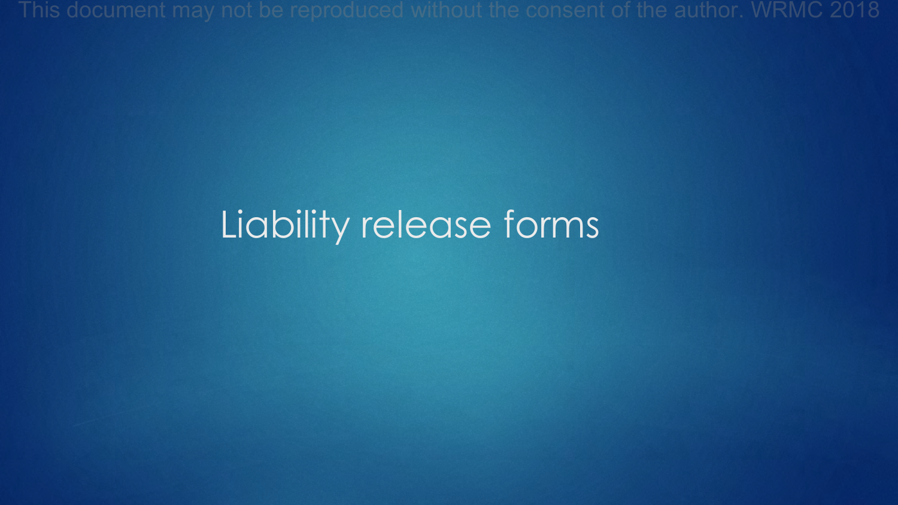# Liability release forms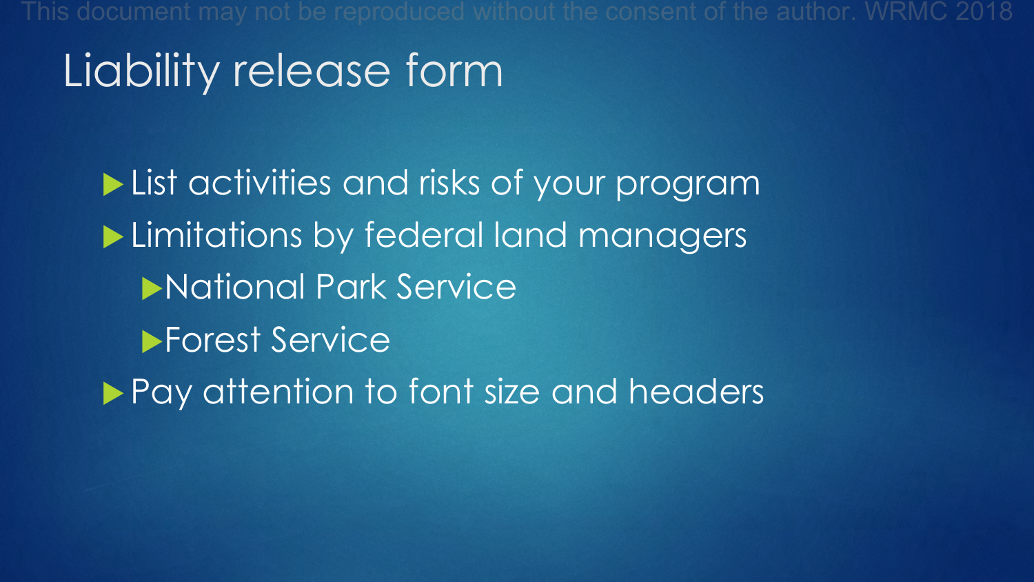# Liability release form

- List activities and risks of your program
- Limitations by federal land managers
  - National Park Service
  - Forest Service
- Pay attention to font size and headers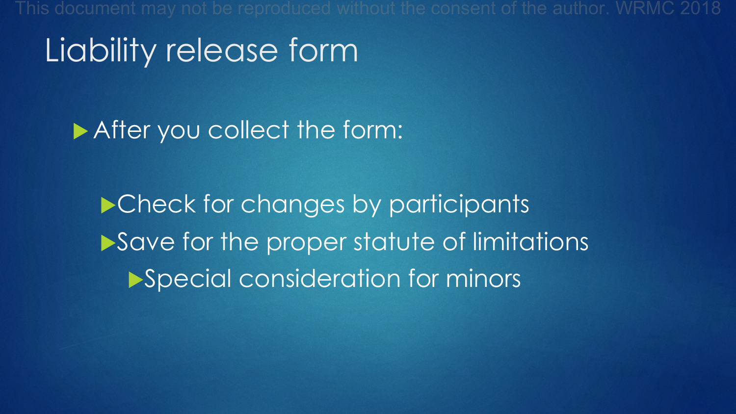# Liability release form

- After you collect the form:
  - Check for changes by participants
  - Save for the proper statute of limitations
    - Special consideration for minors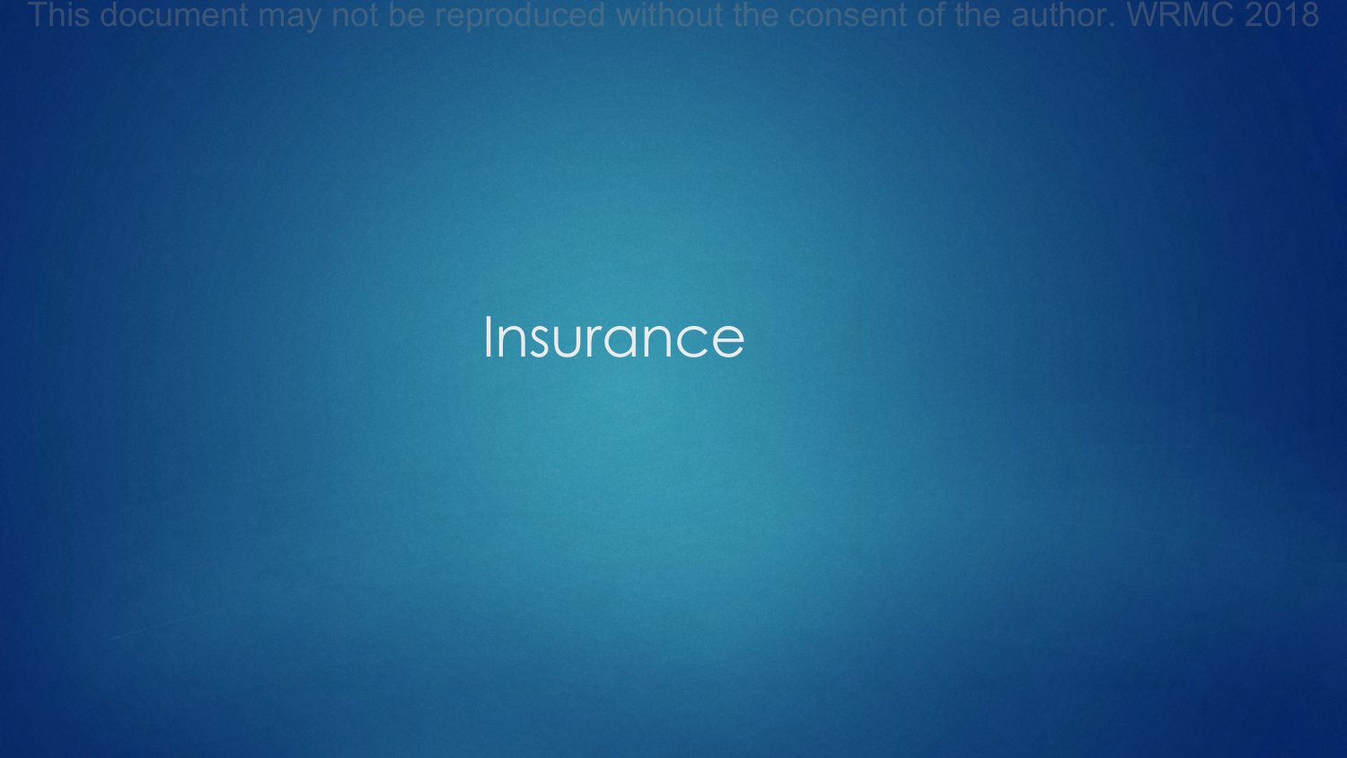# Insurance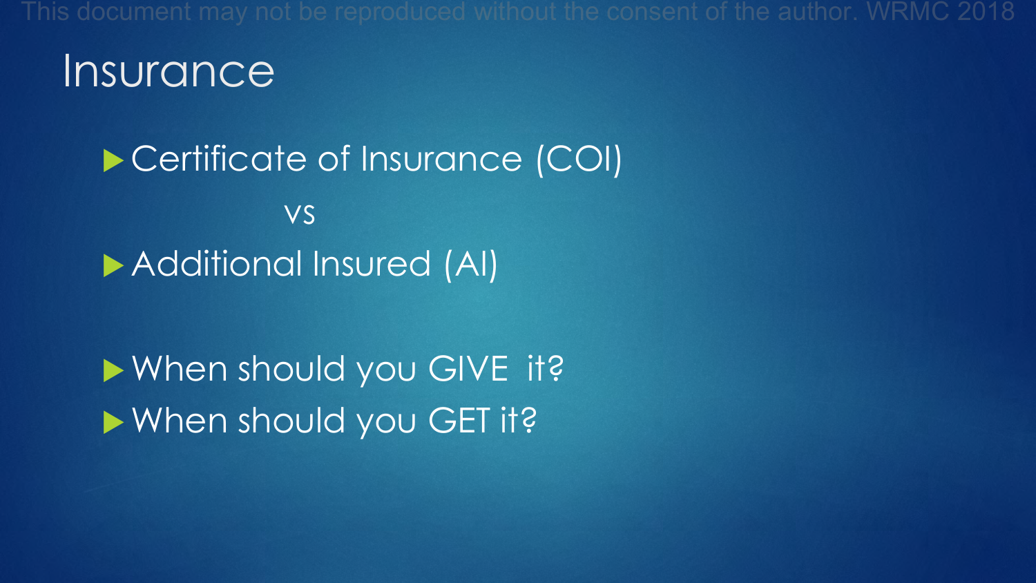# Insurance

- Certificate of Insurance (COI)

  vs

- Additional Insured (AI)

- When should you GIVE it?
- When should you GET it?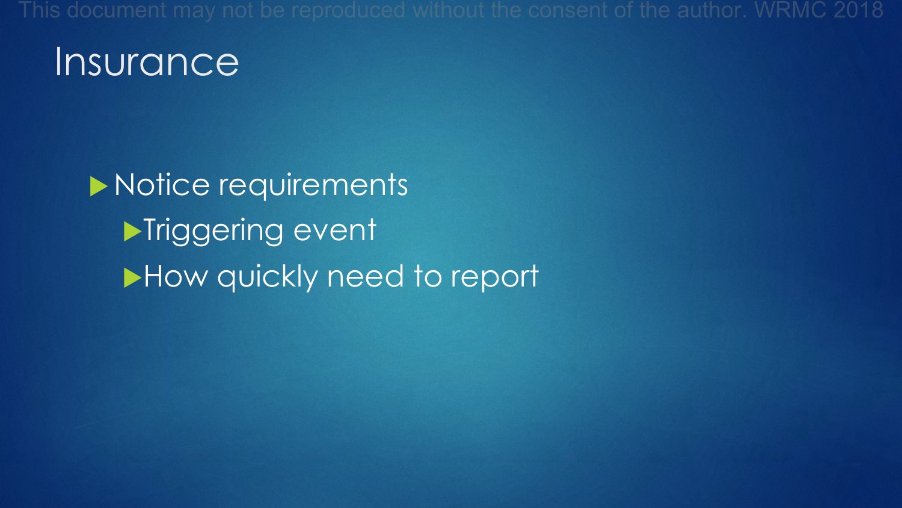# Insurance

- Notice requirements
  - Triggering event
  - How quickly need to report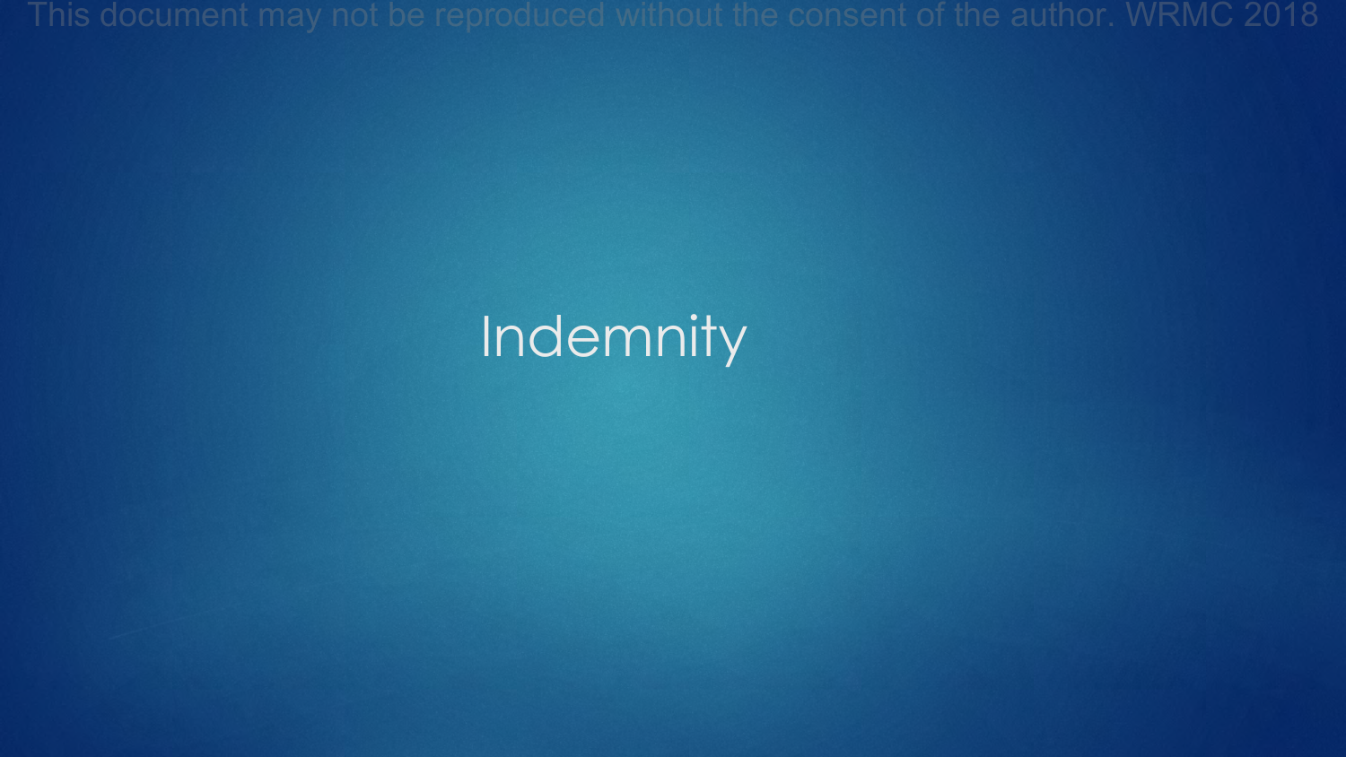# Indemnity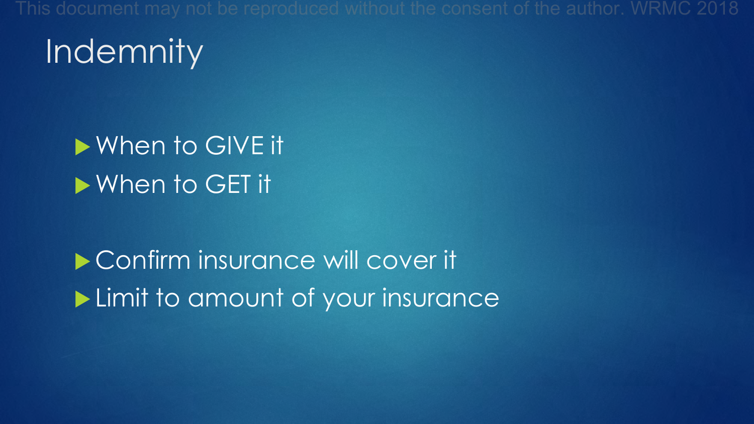# Indemnity

- When to GIVE it
- When to GET it

- Confirm insurance will cover it
- Limit to amount of your insurance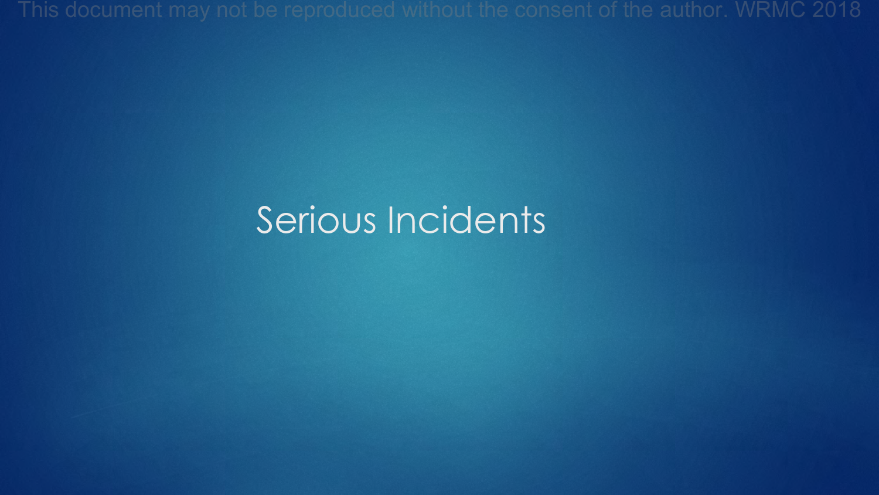# Serious Incidents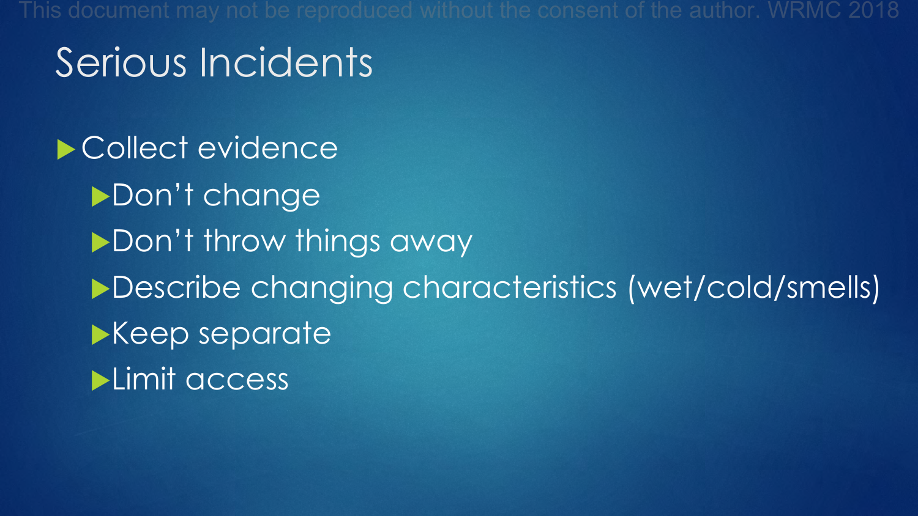# Serious Incidents

- Collect evidence
  - Don't change
  - Don't throw things away
  - Describe changing characteristics (wet/cold/smells)
  - Keep separate
  - Limit access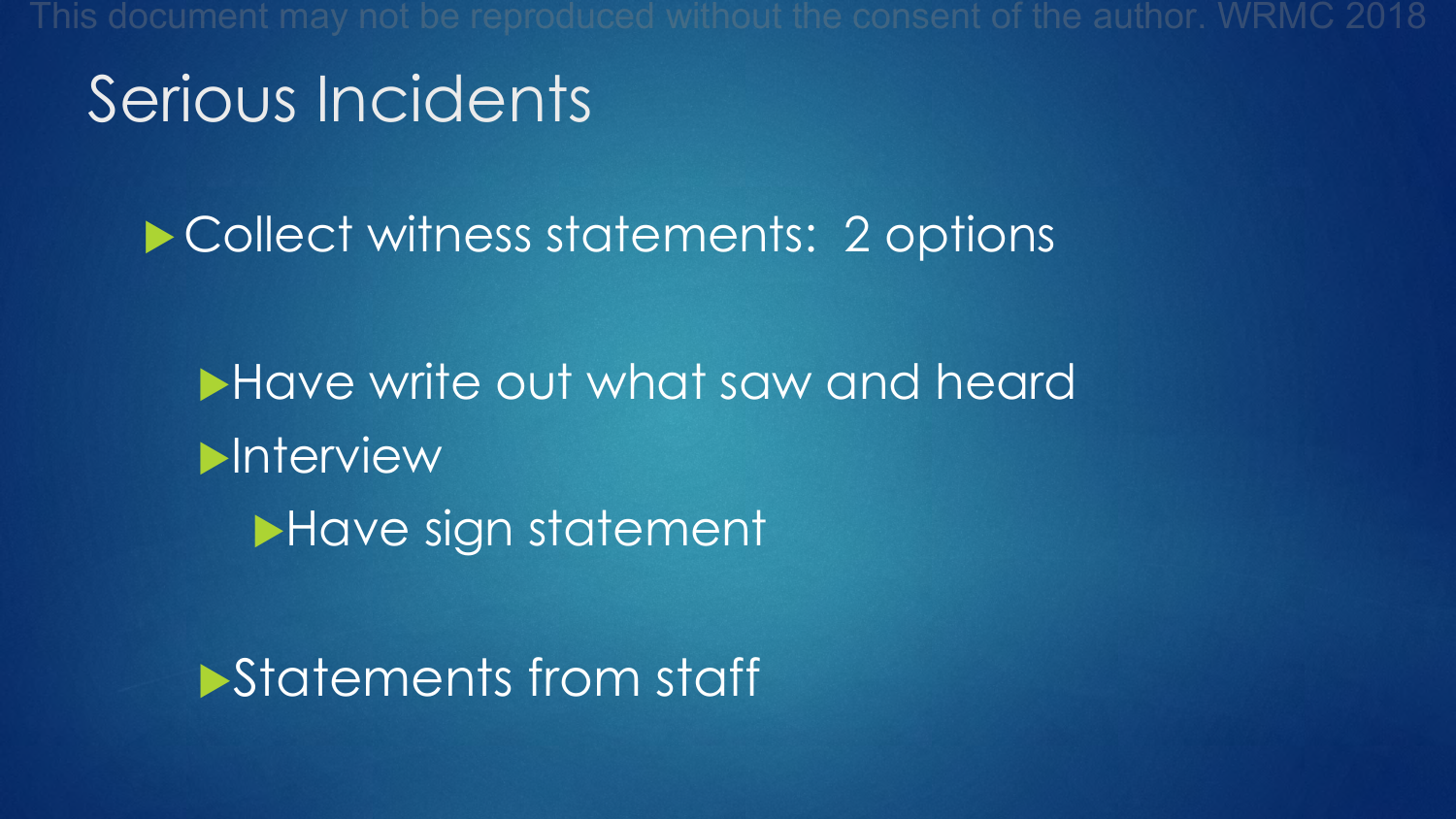# Serious Incidents

- Collect witness statements: 2 options
  - Have write out what saw and heard
  - Interview
    - Have sign statement
  - Statements from staff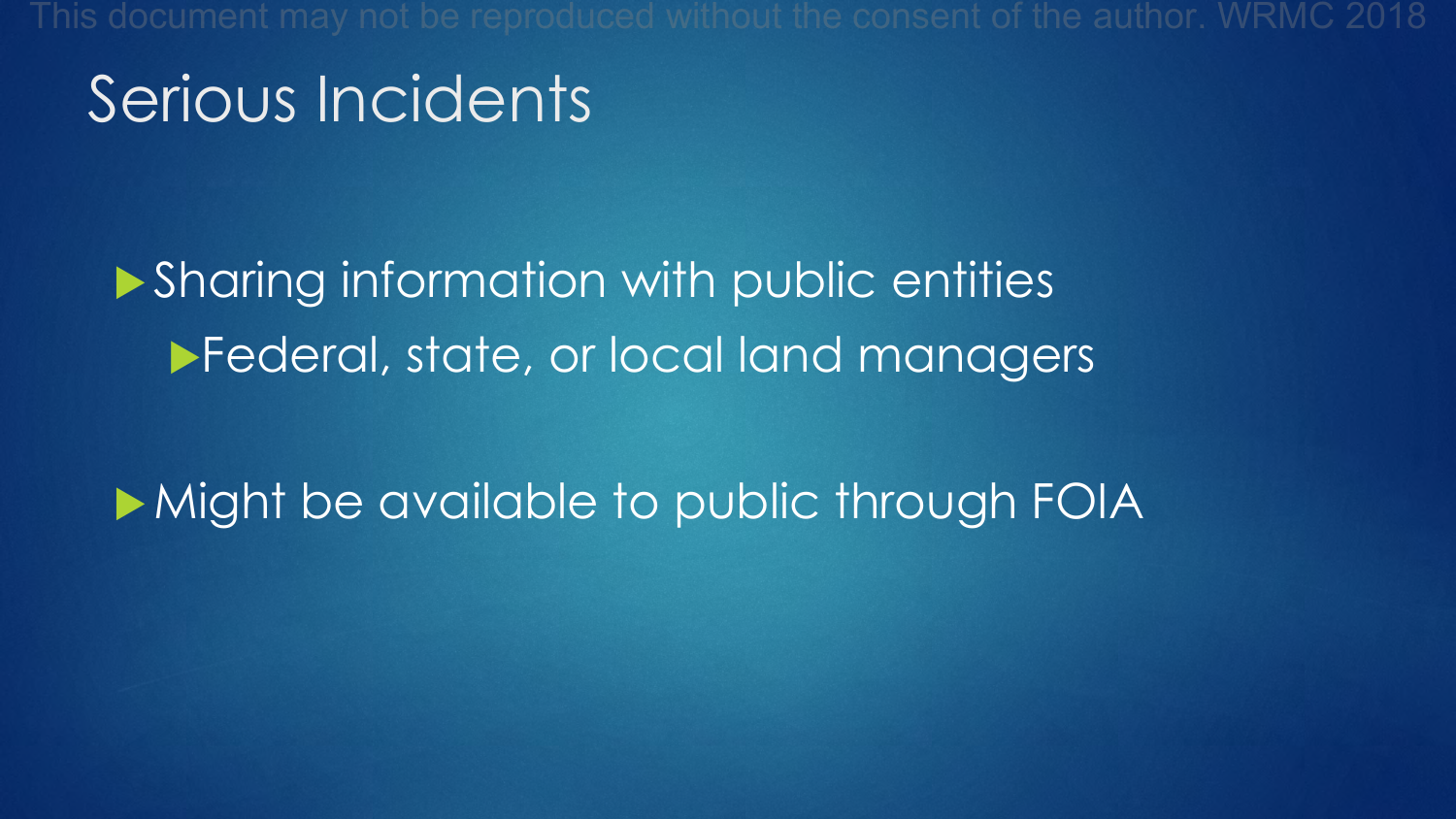# Serious Incidents

- Sharing information with public entities
  - Federal, state, or local land managers
- Might be available to public through FOIA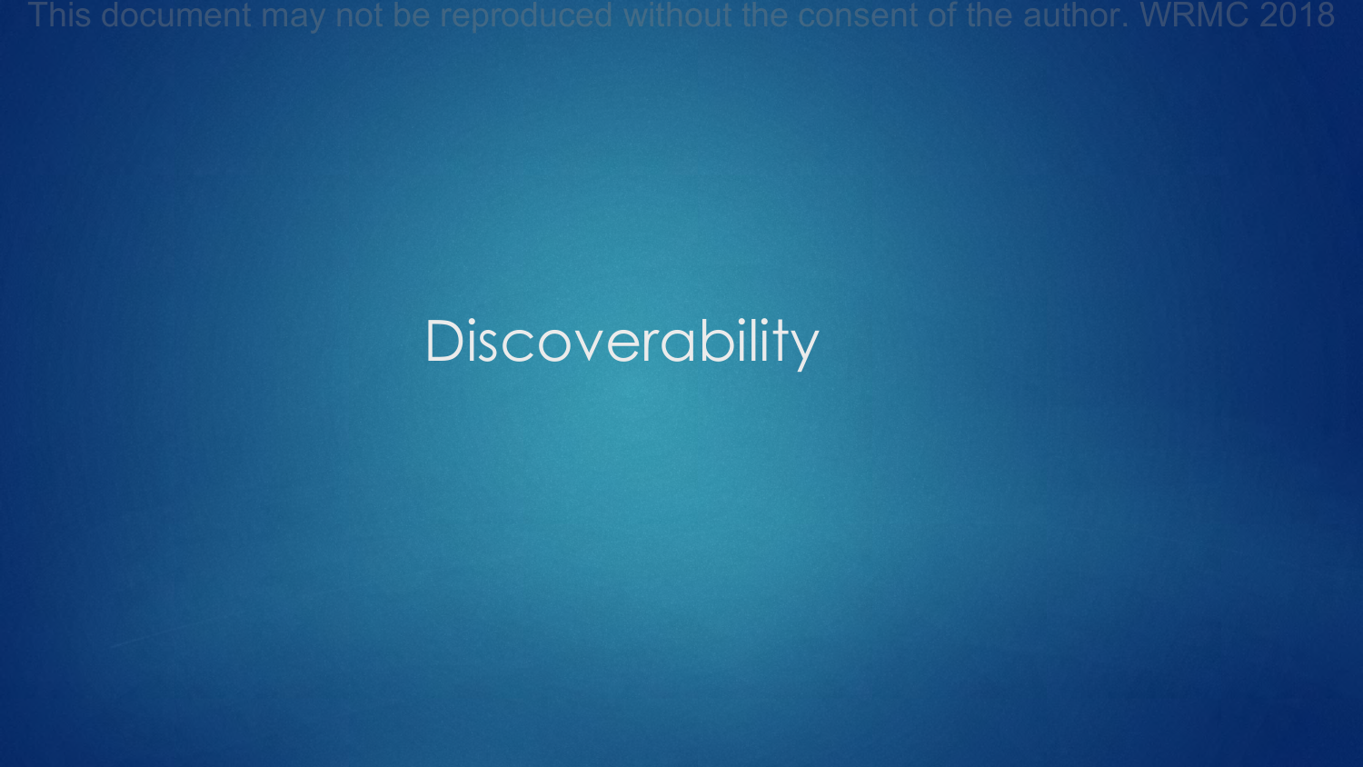# Discoverability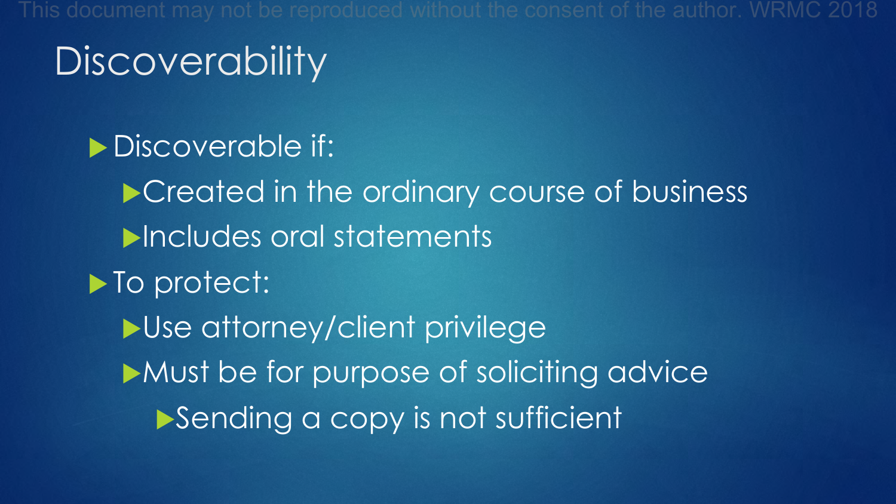# Discoverability

- Discoverable if:
  - Created in the ordinary course of business
  - Includes oral statements
- To protect:
  - Use attorney/client privilege
  - Must be for purpose of soliciting advice
    - Sending a copy is not sufficient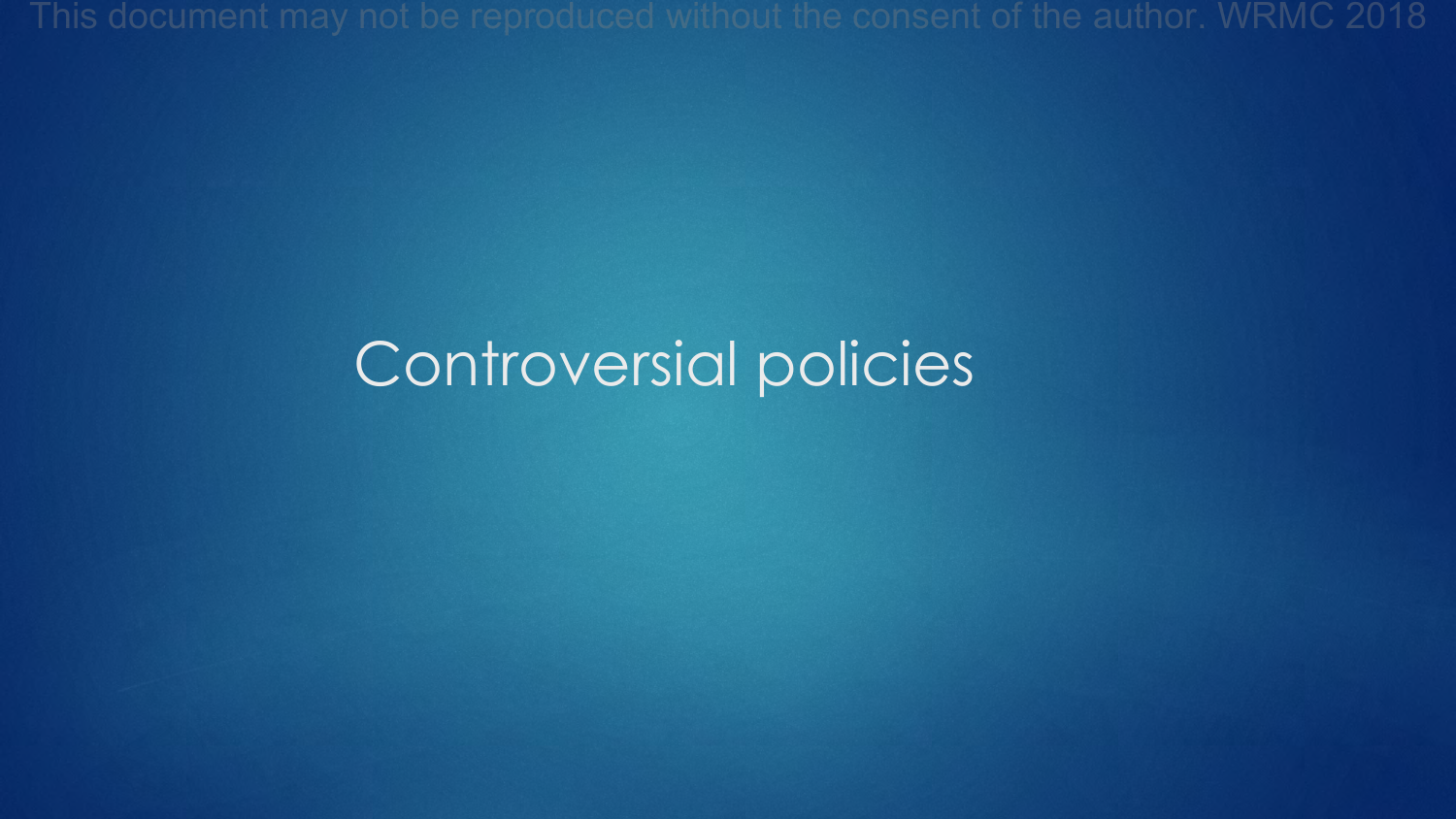# Controversial policies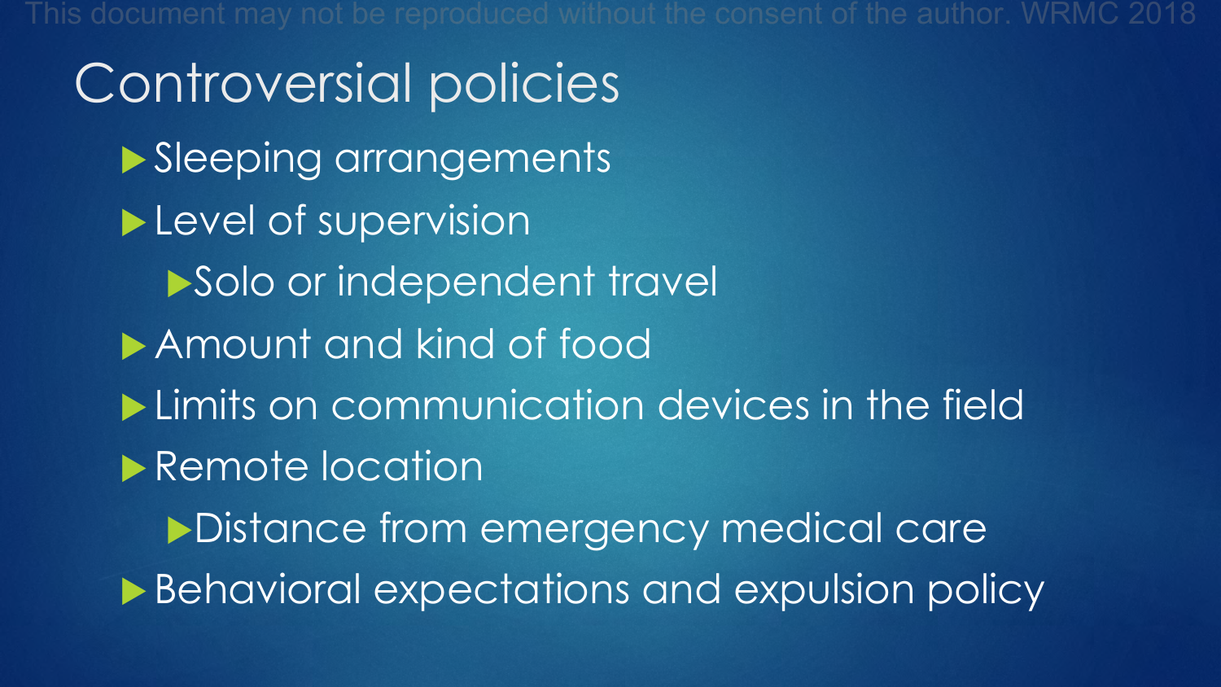# Controversial policies

- Sleeping arrangements
- Level of supervision
  - Solo or independent travel
- Amount and kind of food
- Limits on communication devices in the field
- Remote location
  - Distance from emergency medical care
- Behavioral expectations and expulsion policy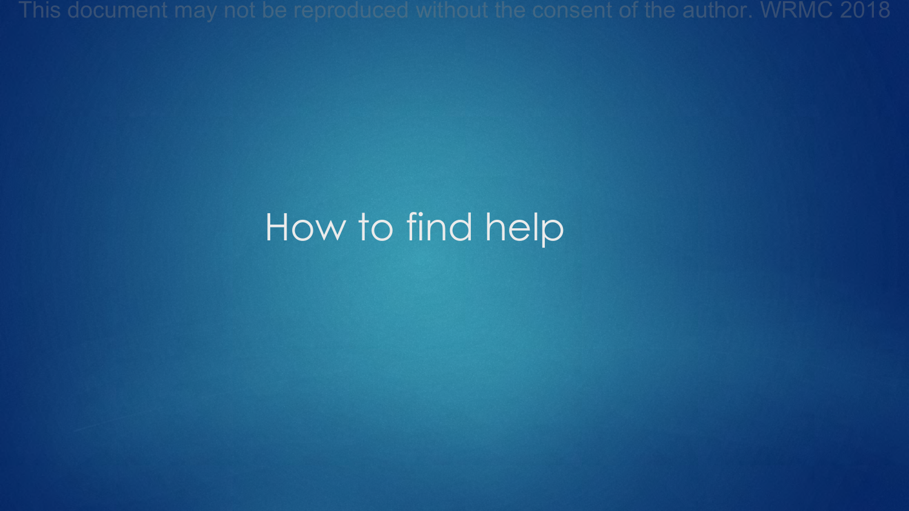# How to find help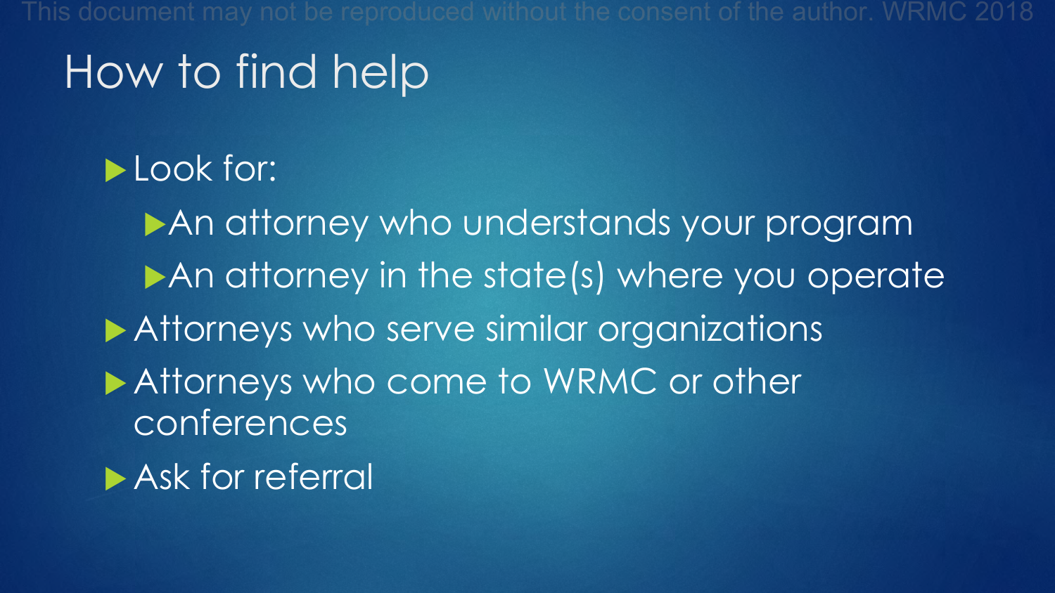# How to find help

- Look for:
  - An attorney who understands your program
  - An attorney in the state(s) where you operate
- Attorneys who serve similar organizations
- Attorneys who come to WRMC or other conferences
- Ask for referral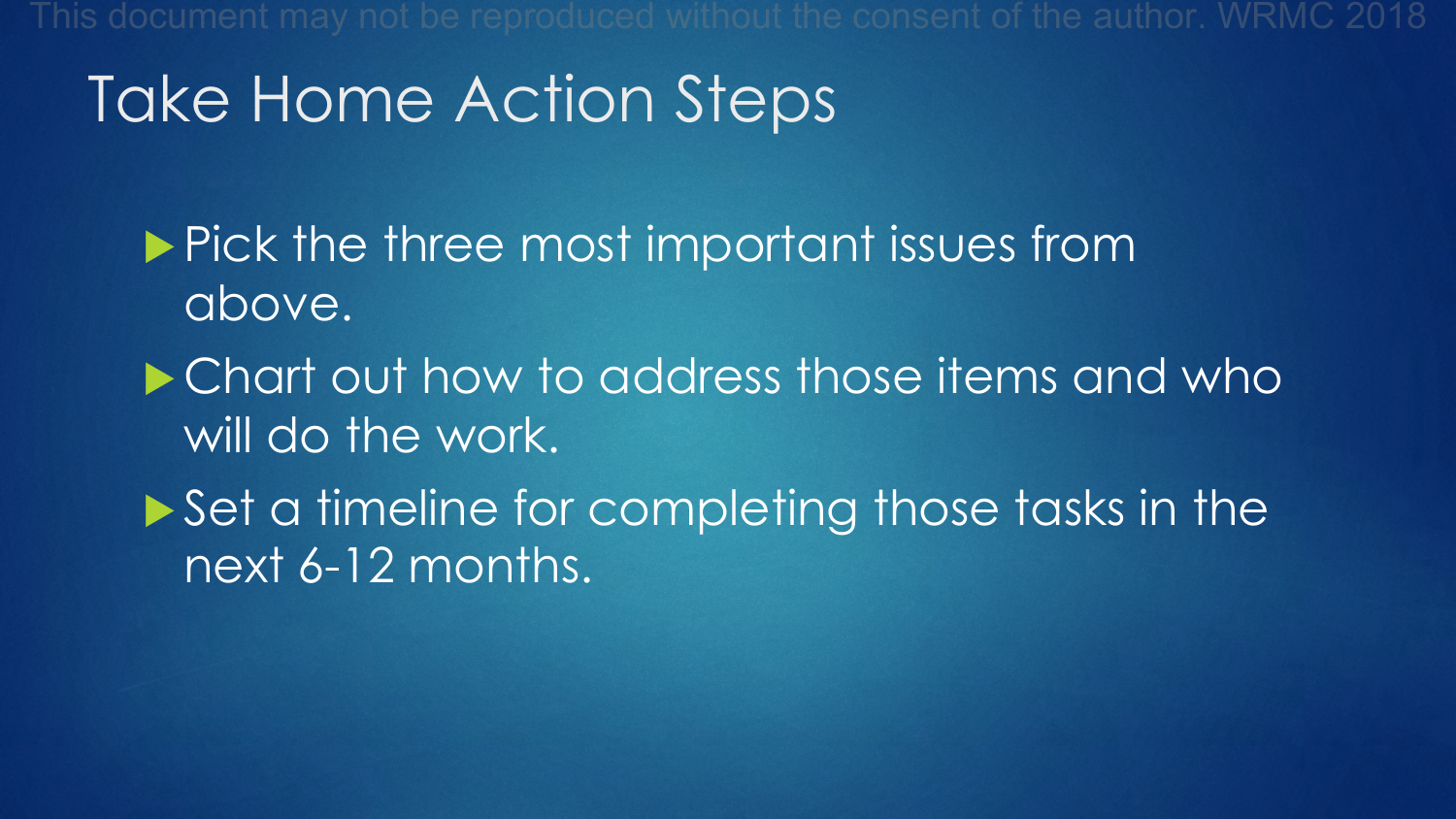# Take Home Action Steps

- Pick the three most important issues from above.
- Chart out how to address those items and who will do the work.
- Set a timeline for completing those tasks in the next 6-12 months.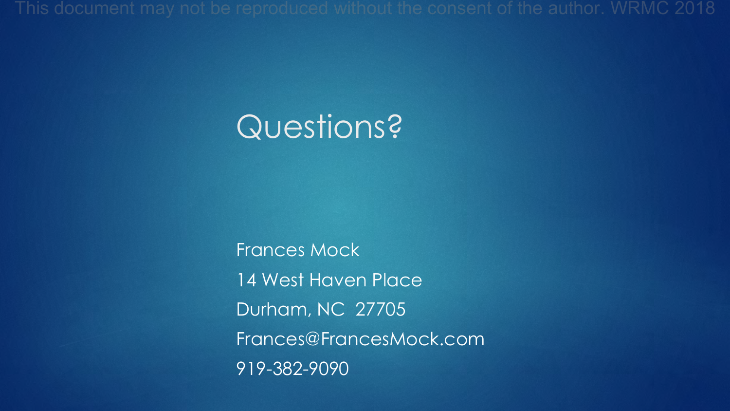This document may not be reproduced without the consent of the author. WRMC 2018

# Questions?

Frances Mock
14 West Haven Place
Durham, NC  27705
Frances@FrancesMock.com
919-382-9090